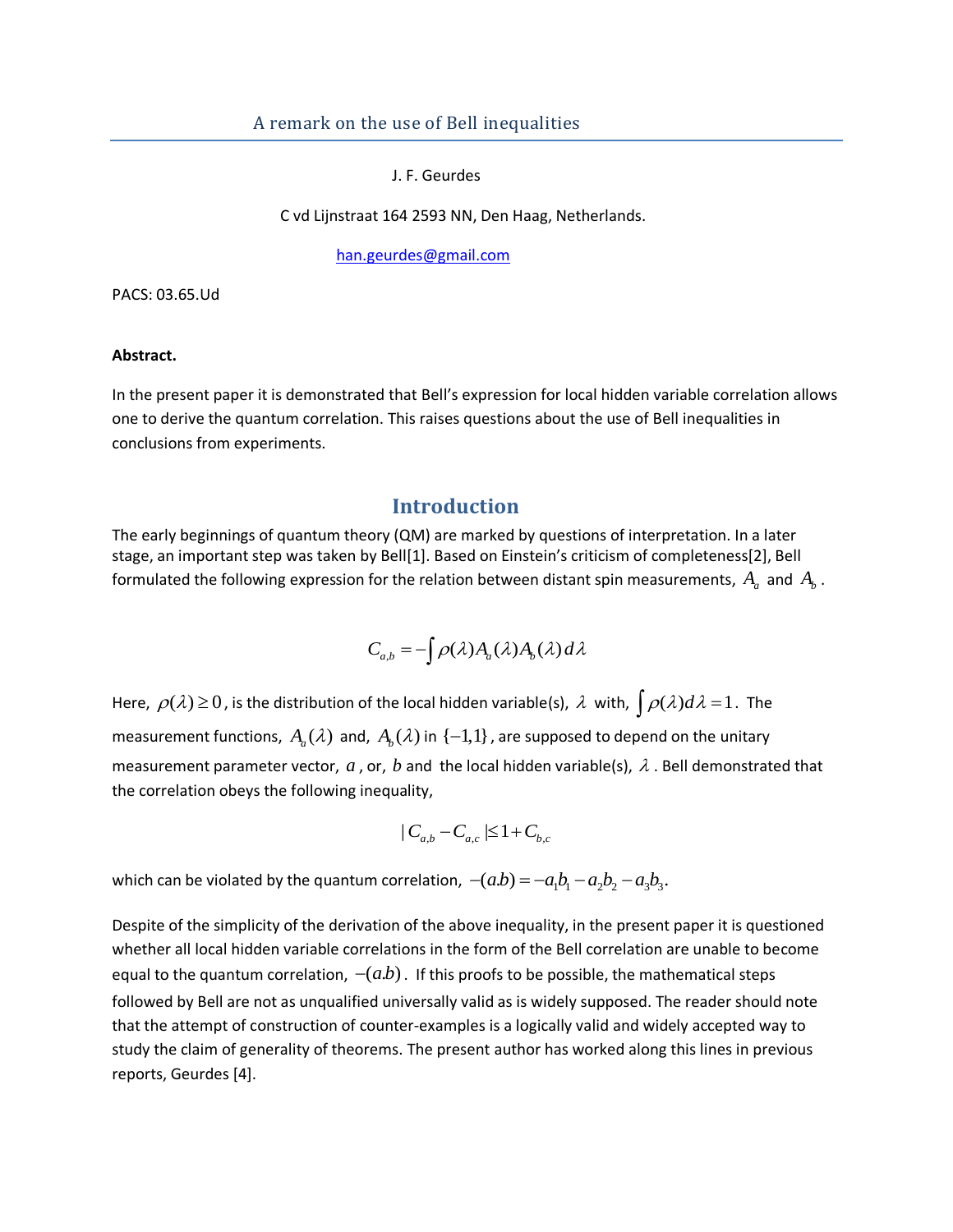# A remark on the use of Bell inequalities

J. F. Geurdes

C vd Lijnstraat 164 2593 NN, Den Haag, Netherlands.

han.geurdes@gmail.com

PACS: 03.65.Ud

**Abstract.**

In the present paper it is demonstrated that Bell's expression for local hidden variable correlation allows one to derive the quantum correlation. This raises questions about the use of Bell inequalities in conclusions from experiments.

## Introduction

The early beginnings of quantum theory (QM) are marked by questions of interpretation. In a later stage, an important step was taken by Bell[1]. Based on Einstein's criticism of completeness[2], Bell formulated the following expression for the relation between distant spin measurements, $A_a$ and $A_b$.

$$C_{a,b} = -\int \rho(\lambda) A_a(\lambda) A_b(\lambda)\, d\lambda$$

Here, $\rho(\lambda) \geq 0$, is the distribution of the local hidden variable(s), $\lambda$ with, $\int \rho(\lambda) d\lambda = 1$. The measurement functions, $A_a(\lambda)$ and, $A_b(\lambda)$ in $\{-1,1\}$, are supposed to depend on the unitary measurement parameter vector, $a$, or, $b$ and the local hidden variable(s), $\lambda$. Bell demonstrated that the correlation obeys the following inequality,

$$| C_{a,b} - C_{a,c} | \leq 1 + C_{b,c}$$

which can be violated by the quantum correlation, $-(a.b) = -a_1 b_1 - a_2 b_2 - a_3 b_3$.

Despite of the simplicity of the derivation of the above inequality, in the present paper it is questioned whether all local hidden variable correlations in the form of the Bell correlation are unable to become equal to the quantum correlation, $-(a.b)$. If this proofs to be possible, the mathematical steps followed by Bell are not as unqualified universally valid as is widely supposed. The reader should note that the attempt of construction of counter-examples is a logically valid and widely accepted way to study the claim of generality of theorems. The present author has worked along this lines in previous reports, Geurdes [4].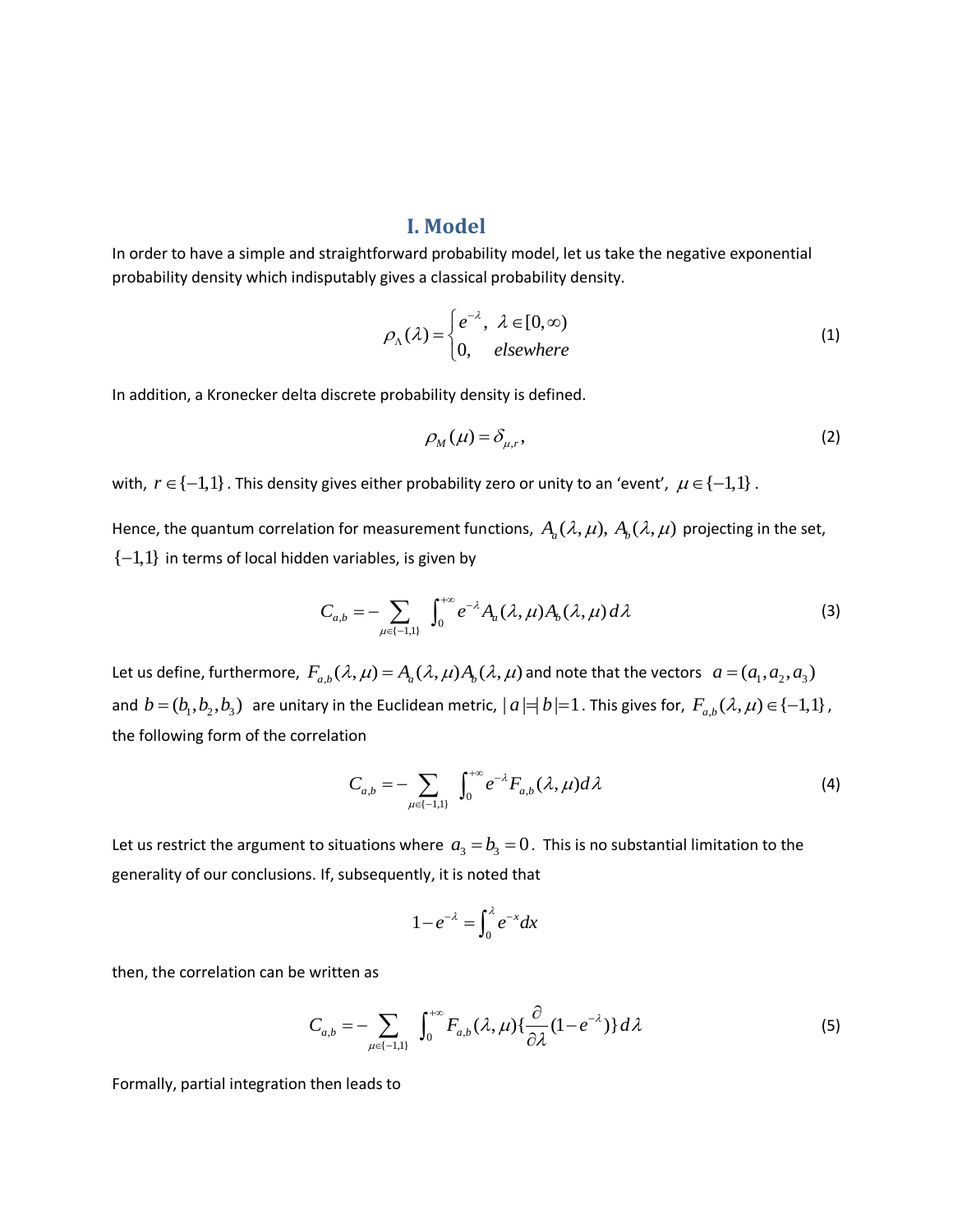## I. Model

In order to have a simple and straightforward probability model, let us take the negative exponential probability density which indisputably gives a classical probability density.

$$\rho_\Lambda(\lambda) = \begin{cases} e^{-\lambda}, & \lambda \in [0,\infty) \\ 0, & elsewhere \end{cases} \tag{1}$$

In addition, a Kronecker delta discrete probability density is defined.

$$\rho_M(\mu) = \delta_{\mu,r}, \tag{2}$$

with, $r \in \{-1,1\}$. This density gives either probability zero or unity to an 'event', $\mu \in \{-1,1\}$.

Hence, the quantum correlation for measurement functions, $A_a(\lambda,\mu),\ A_b(\lambda,\mu)$ projecting in the set, $\{-1,1\}$ in terms of local hidden variables, is given by

$$C_{a,b} = -\sum_{\mu\in\{-1,1\}} \int_0^{+\infty} e^{-\lambda} A_a(\lambda,\mu) A_b(\lambda,\mu)\, d\lambda \tag{3}$$

Let us define, furthermore, $F_{a,b}(\lambda,\mu) = A_a(\lambda,\mu)A_b(\lambda,\mu)$ and note that the vectors $a = (a_1,a_2,a_3)$ and $b = (b_1,b_2,b_3)$ are unitary in the Euclidean metric, $|a| = |b| = 1$. This gives for, $F_{a,b}(\lambda,\mu) \in \{-1,1\}$, the following form of the correlation

$$C_{a,b} = -\sum_{\mu\in\{-1,1\}} \int_0^{+\infty} e^{-\lambda} F_{a,b}(\lambda,\mu) d\lambda \tag{4}$$

Let us restrict the argument to situations where $a_3 = b_3 = 0$. This is no substantial limitation to the generality of our conclusions. If, subsequently, it is noted that

$$1 - e^{-\lambda} = \int_0^{\lambda} e^{-x} dx$$

then, the correlation can be written as

$$C_{a,b} = -\sum_{\mu\in\{-1,1\}} \int_0^{+\infty} F_{a,b}(\lambda,\mu)\{\frac{\partial}{\partial\lambda}(1-e^{-\lambda})\}\, d\lambda \tag{5}$$

Formally, partial integration then leads to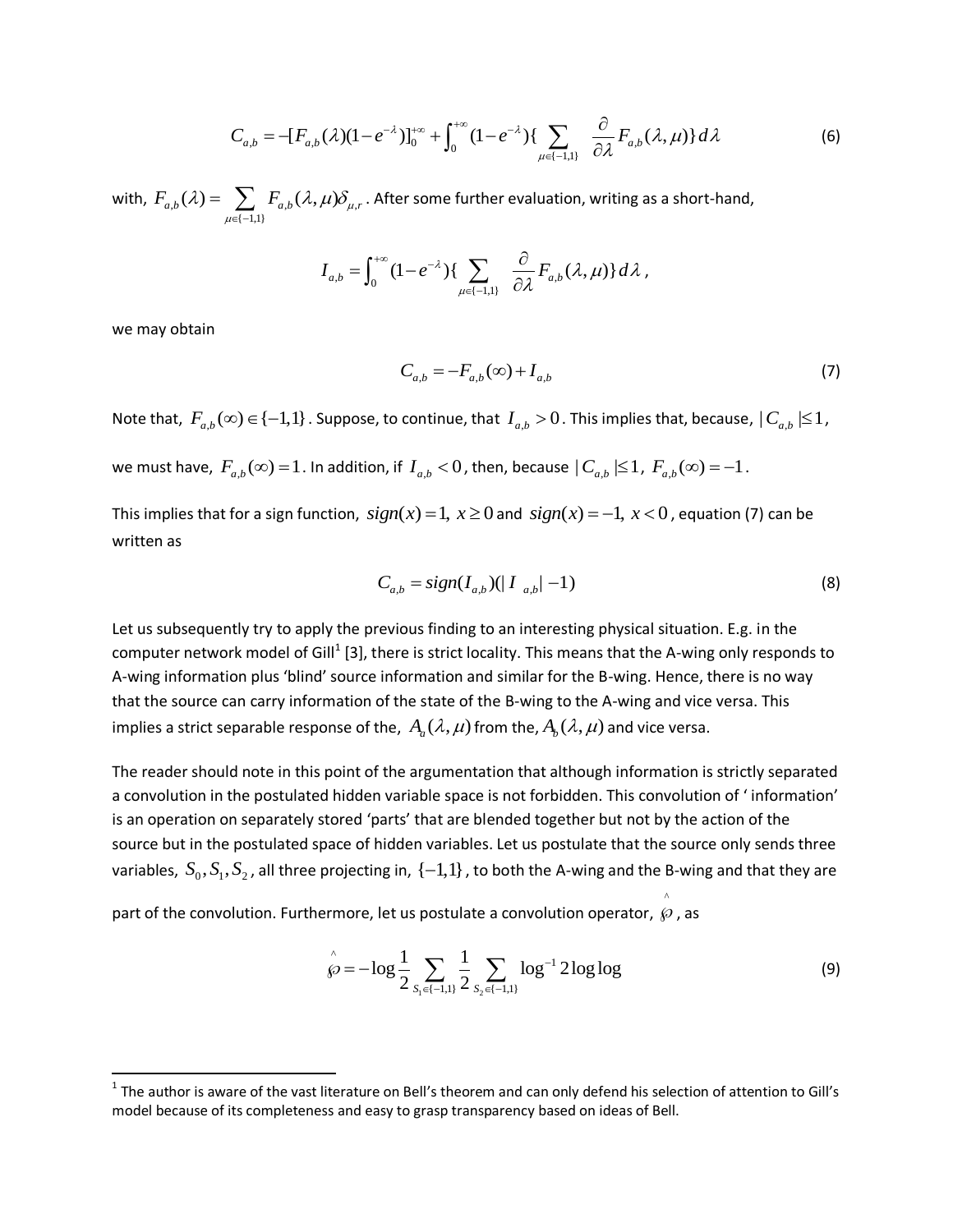$$C_{a,b} = -[F_{a,b}(\lambda)(1-e^{-\lambda})]_0^{+\infty} + \int_0^{+\infty}(1-e^{-\lambda})\{\sum_{\mu\in\{-1,1\}} \frac{\partial}{\partial\lambda} F_{a,b}(\lambda,\mu)\}\,d\lambda \tag{6}$$

with, $F_{a,b}(\lambda) = \sum_{\mu\in\{-1,1\}} F_{a,b}(\lambda,\mu)\delta_{\mu,r}$. After some further evaluation, writing as a short-hand,

$$I_{a,b} = \int_0^{+\infty}(1-e^{-\lambda})\{\sum_{\mu\in\{-1,1\}} \frac{\partial}{\partial\lambda} F_{a,b}(\lambda,\mu)\}\,d\lambda\,,$$

we may obtain

$$C_{a,b} = -F_{a,b}(\infty) + I_{a,b} \tag{7}$$

Note that, $F_{a,b}(\infty) \in \{-1,1\}$. Suppose, to continue, that $I_{a,b} > 0$. This implies that, because, $|C_{a,b}| \leq 1$, we must have, $F_{a,b}(\infty) = 1$. In addition, if $I_{a,b} < 0$, then, because $|C_{a,b}| \leq 1$, $F_{a,b}(\infty) = -1$.

This implies that for a sign function, $sign(x) = 1,\ x \geq 0$ and $sign(x) = -1,\ x < 0$, equation (7) can be written as

$$C_{a,b} = sign(I_{a,b})(|I_{a,b}| - 1) \tag{8}$$

Let us subsequently try to apply the previous finding to an interesting physical situation. E.g. in the computer network model of Gill[1] [3], there is strict locality. This means that the A-wing only responds to A-wing information plus 'blind' source information and similar for the B-wing. Hence, there is no way that the source can carry information of the state of the B-wing to the A-wing and vice versa. This implies a strict separable response of the, $A_a(\lambda,\mu)$ from the, $A_b(\lambda,\mu)$ and vice versa.

The reader should note in this point of the argumentation that although information is strictly separated a convolution in the postulated hidden variable space is not forbidden. This convolution of ' information' is an operation on separately stored 'parts' that are blended together but not by the action of the source but in the postulated space of hidden variables. Let us postulate that the source only sends three variables, $S_0, S_1, S_2$, all three projecting in, $\{-1,1\}$, to both the A-wing and the B-wing and that they are part of the convolution. Furthermore, let us postulate a convolution operator, $\hat{\wp}$, as

$$\hat{\wp} = -\log\frac{1}{2}\sum_{S_1\in\{-1,1\}}\frac{1}{2}\sum_{S_2\in\{-1,1\}}\log^{-1}2\log\log \tag{9}$$

[1] The author is aware of the vast literature on Bell's theorem and can only defend his selection of attention to Gill's model because of its completeness and easy to grasp transparency based on ideas of Bell.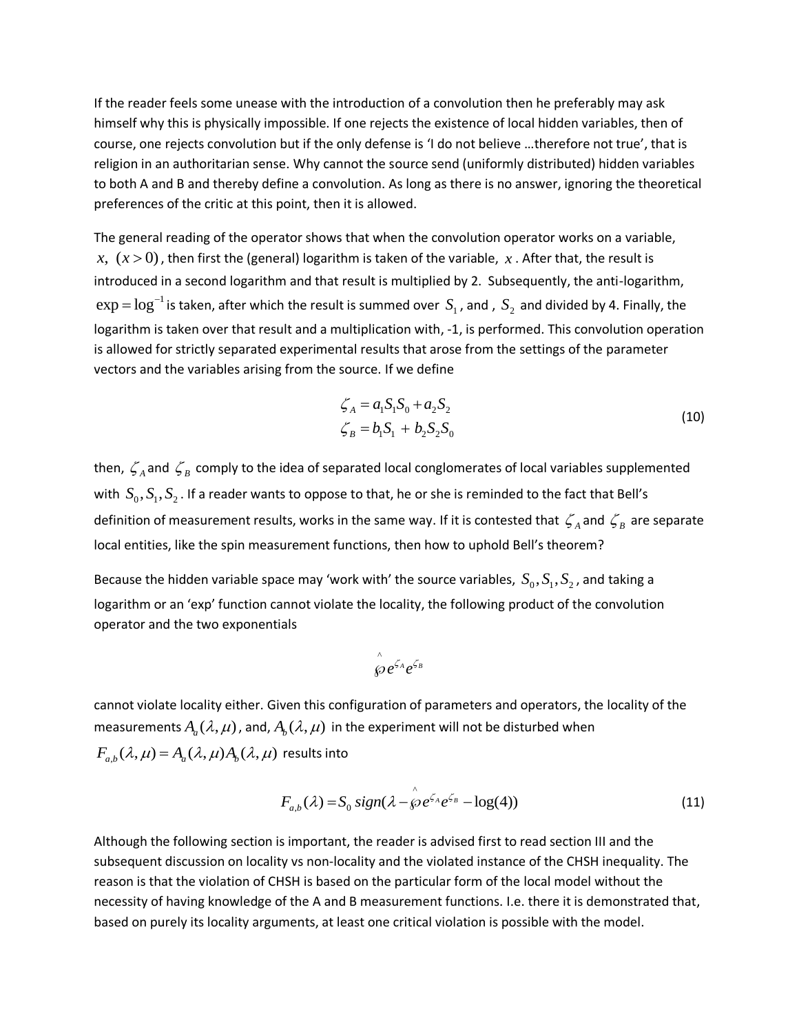If the reader feels some unease with the introduction of a convolution then he preferably may ask himself why this is physically impossible. If one rejects the existence of local hidden variables, then of course, one rejects convolution but if the only defense is 'I do not believe …therefore not true', that is religion in an authoritarian sense. Why cannot the source send (uniformly distributed) hidden variables to both A and B and thereby define a convolution. As long as there is no answer, ignoring the theoretical preferences of the critic at this point, then it is allowed.

The general reading of the operator shows that when the convolution operator works on a variable, $x,\ (x>0)$, then first the (general) logarithm is taken of the variable, $x$. After that, the result is introduced in a second logarithm and that result is multiplied by 2. Subsequently, the anti-logarithm, $\exp = \log^{-1}$ is taken, after which the result is summed over $S_1$, and , $S_2$ and divided by 4. Finally, the logarithm is taken over that result and a multiplication with, -1, is performed. This convolution operation is allowed for strictly separated experimental results that arose from the settings of the parameter vectors and the variables arising from the source. If we define

$$
\begin{aligned}
\zeta_A &= a_1 S_1 S_0 + a_2 S_2 \\
\zeta_B &= b_1 S_1 + b_2 S_2 S_0
\end{aligned}
\tag{10}
$$

then, $\zeta_A$ and $\zeta_B$ comply to the idea of separated local conglomerates of local variables supplemented with $S_0, S_1, S_2$. If a reader wants to oppose to that, he or she is reminded to the fact that Bell's definition of measurement results, works in the same way. If it is contested that $\zeta_A$ and $\zeta_B$ are separate local entities, like the spin measurement functions, then how to uphold Bell's theorem?

Because the hidden variable space may 'work with' the source variables, $S_0, S_1, S_2$, and taking a logarithm or an 'exp' function cannot violate the locality, the following product of the convolution operator and the two exponentials

$$
\hat{\wp} e^{\zeta_A} e^{\zeta_B}
$$

cannot violate locality either. Given this configuration of parameters and operators, the locality of the measurements $A_a(\lambda,\mu)$, and, $A_b(\lambda,\mu)$ in the experiment will not be disturbed when $F_{a,b}(\lambda,\mu) = A_a(\lambda,\mu) A_b(\lambda,\mu)$ results into

$$
F_{a,b}(\lambda) = S_0 \, sign(\lambda - \hat{\wp} e^{\zeta_A} e^{\zeta_B} - \log(4)) \tag{11}
$$

Although the following section is important, the reader is advised first to read section III and the subsequent discussion on locality vs non-locality and the violated instance of the CHSH inequality. The reason is that the violation of CHSH is based on the particular form of the local model without the necessity of having knowledge of the A and B measurement functions. I.e. there it is demonstrated that, based on purely its locality arguments, at least one critical violation is possible with the model.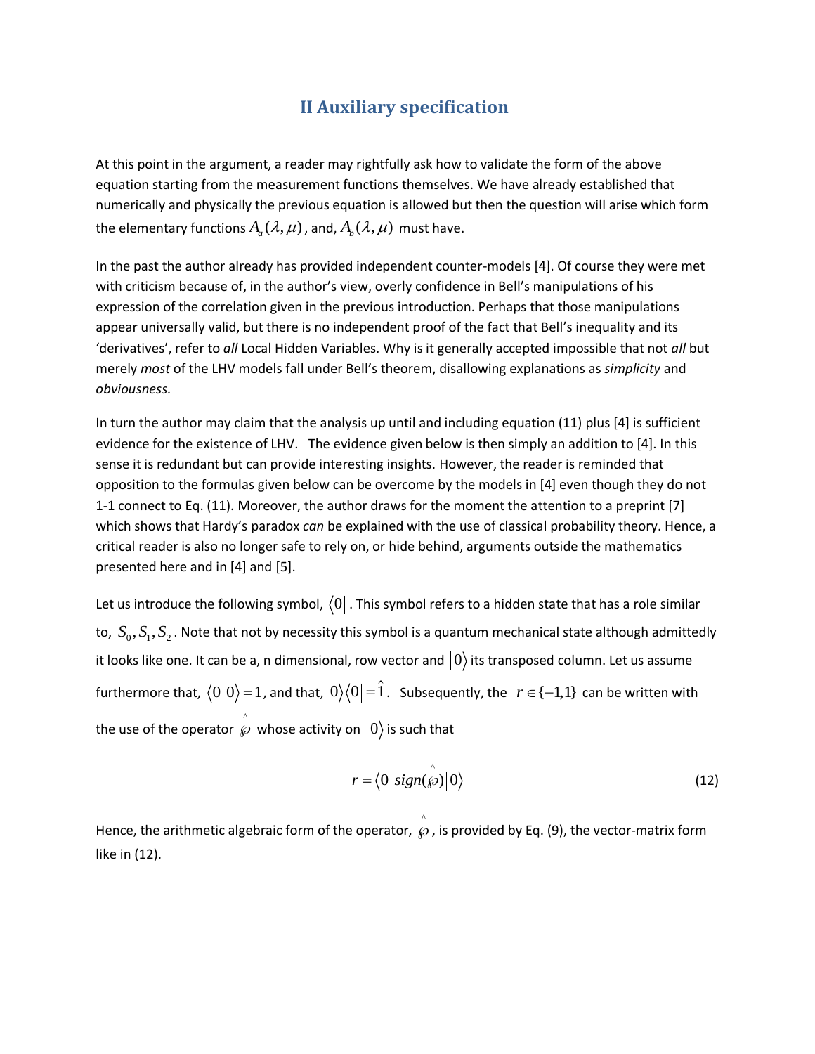## II Auxiliary specification

At this point in the argument, a reader may rightfully ask how to validate the form of the above equation starting from the measurement functions themselves. We have already established that numerically and physically the previous equation is allowed but then the question will arise which form the elementary functions $A_a(\lambda,\mu)$, and, $A_b(\lambda,\mu)$ must have.

In the past the author already has provided independent counter-models [4]. Of course they were met with criticism because of, in the author's view, overly confidence in Bell's manipulations of his expression of the correlation given in the previous introduction. Perhaps that those manipulations appear universally valid, but there is no independent proof of the fact that Bell's inequality and its 'derivatives', refer to *all* Local Hidden Variables. Why is it generally accepted impossible that not *all* but merely *most* of the LHV models fall under Bell's theorem, disallowing explanations as *simplicity* and *obviousness.*

In turn the author may claim that the analysis up until and including equation (11) plus [4] is sufficient evidence for the existence of LHV. The evidence given below is then simply an addition to [4]. In this sense it is redundant but can provide interesting insights. However, the reader is reminded that opposition to the formulas given below can be overcome by the models in [4] even though they do not 1-1 connect to Eq. (11). Moreover, the author draws for the moment the attention to a preprint [7] which shows that Hardy's paradox *can* be explained with the use of classical probability theory. Hence, a critical reader is also no longer safe to rely on, or hide behind, arguments outside the mathematics presented here and in [4] and [5].

Let us introduce the following symbol, $\langle 0|$. This symbol refers to a hidden state that has a role similar to, $S_0, S_1, S_2$. Note that not by necessity this symbol is a quantum mechanical state although admittedly it looks like one. It can be a, n dimensional, row vector and $|0\rangle$ its transposed column. Let us assume furthermore that, $\langle 0|0\rangle = 1$, and that, $|0\rangle\langle 0| = \hat{1}$. Subsequently, the $r \in \{-1,1\}$ can be written with the use of the operator $\hat{\wp}$ whose activity on $|0\rangle$ is such that

$$r = \langle 0| sign(\hat{\wp}) |0\rangle \tag{12}$$

Hence, the arithmetic algebraic form of the operator, $\hat{\wp}$, is provided by Eq. (9), the vector-matrix form like in (12).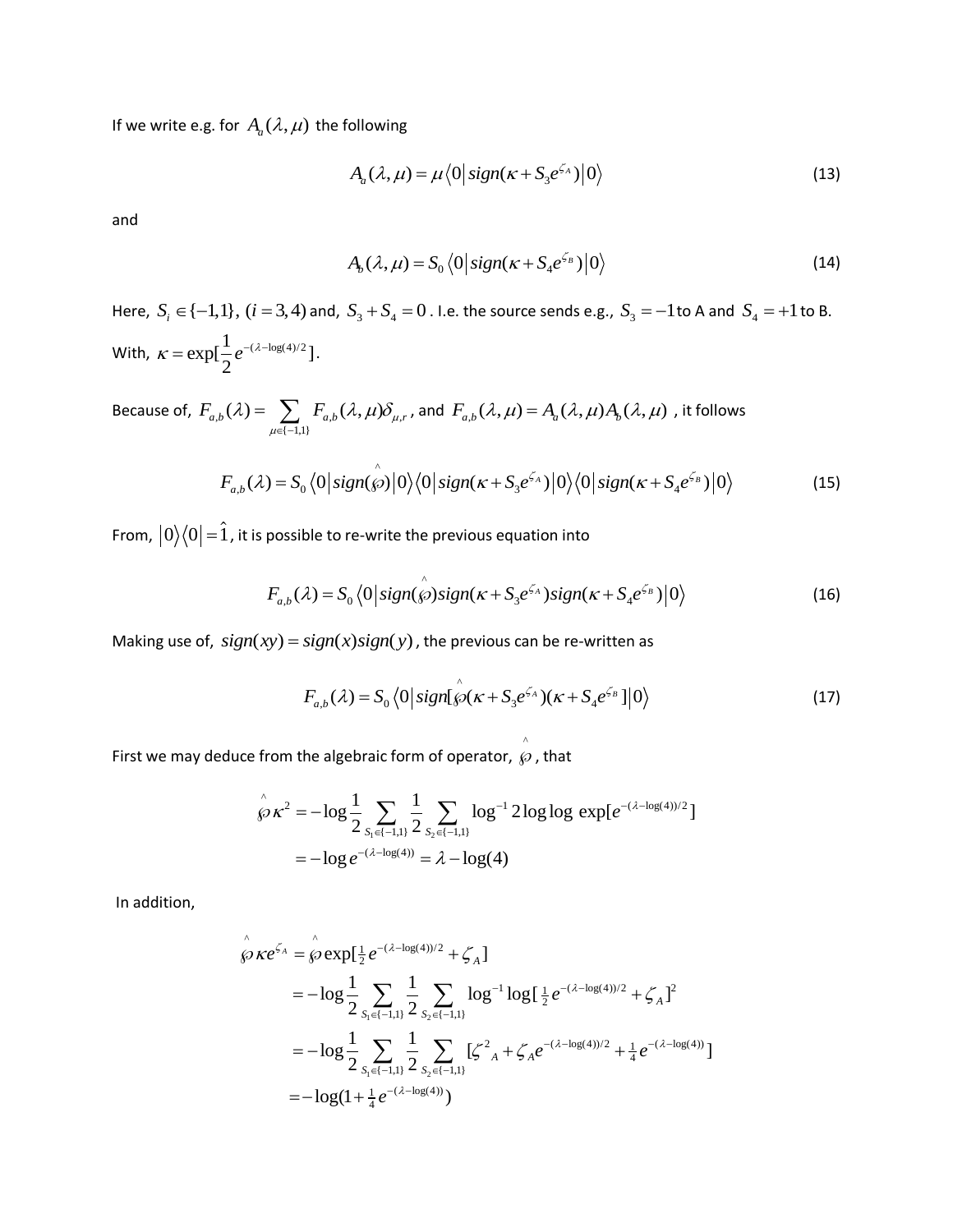If we write e.g. for $A_a(\lambda, \mu)$ the following

$$A_a(\lambda, \mu) = \mu \langle 0 | sign(\kappa + S_3 e^{\zeta_A}) | 0 \rangle \tag{13}$$

and

$$A_b(\lambda, \mu) = S_0 \langle 0 | sign(\kappa + S_4 e^{\zeta_B}) | 0 \rangle \tag{14}$$

Here, $S_i \in \{-1,1\}$, $(i = 3,4)$ and, $S_3 + S_4 = 0$. I.e. the source sends e.g., $S_3 = -1$ to A and $S_4 = +1$ to B. With, $\kappa = \exp[\frac{1}{2} e^{-(\lambda - \log(4)/2}]$.

Because of, $F_{a,b}(\lambda) = \sum_{\mu \in \{-1,1\}} F_{a,b}(\lambda, \mu) \delta_{\mu,r}$, and $F_{a,b}(\lambda, \mu) = A_a(\lambda, \mu) A_b(\lambda, \mu)$, it follows

$$F_{a,b}(\lambda) = S_0 \langle 0 | sign(\hat{\wp}) | 0 \rangle \langle 0 | sign(\kappa + S_3 e^{\zeta_A}) | 0 \rangle \langle 0 | sign(\kappa + S_4 e^{\zeta_B}) | 0 \rangle \tag{15}$$

From, $|0\rangle\langle 0| = \hat{1}$, it is possible to re-write the previous equation into

$$F_{a,b}(\lambda) = S_0 \langle 0 | sign(\hat{\wp}) sign(\kappa + S_3 e^{\zeta_A}) sign(\kappa + S_4 e^{\zeta_B}) | 0 \rangle \tag{16}$$

Making use of, $sign(xy) = sign(x) sign(y)$, the previous can be re-written as

$$F_{a,b}(\lambda) = S_0 \langle 0 | sign[\hat{\wp}(\kappa + S_3 e^{\zeta_A})(\kappa + S_4 e^{\zeta_B}] | 0 \rangle \tag{17}$$

First we may deduce from the algebraic form of operator, $\hat{\wp}$, that

$$\begin{aligned}
\hat{\wp}\kappa^2 &= -\log \frac{1}{2} \sum_{S_1 \in \{-1,1\}} \frac{1}{2} \sum_{S_2 \in \{-1,1\}} \log^{-1} 2 \log\log \exp[e^{-(\lambda - \log(4))/2}] \\
&= -\log e^{-(\lambda - \log(4))} = \lambda - \log(4)
\end{aligned}$$

In addition,

$$\begin{aligned}
\hat{\wp}\kappa e^{\zeta_A} &= \hat{\wp} \exp[\tfrac{1}{2} e^{-(\lambda - \log(4))/2} + \zeta_A] \\
&= -\log \frac{1}{2} \sum_{S_1 \in \{-1,1\}} \frac{1}{2} \sum_{S_2 \in \{-1,1\}} \log^{-1} \log[\tfrac{1}{2} e^{-(\lambda - \log(4))/2} + \zeta_A]^2 \\
&= -\log \frac{1}{2} \sum_{S_1 \in \{-1,1\}} \frac{1}{2} \sum_{S_2 \in \{-1,1\}} [\zeta^2{}_A + \zeta_A e^{-(\lambda - \log(4))/2} + \tfrac{1}{4} e^{-(\lambda - \log(4))}] \\
&= -\log(1 + \tfrac{1}{4} e^{-(\lambda - \log(4))})
\end{aligned}$$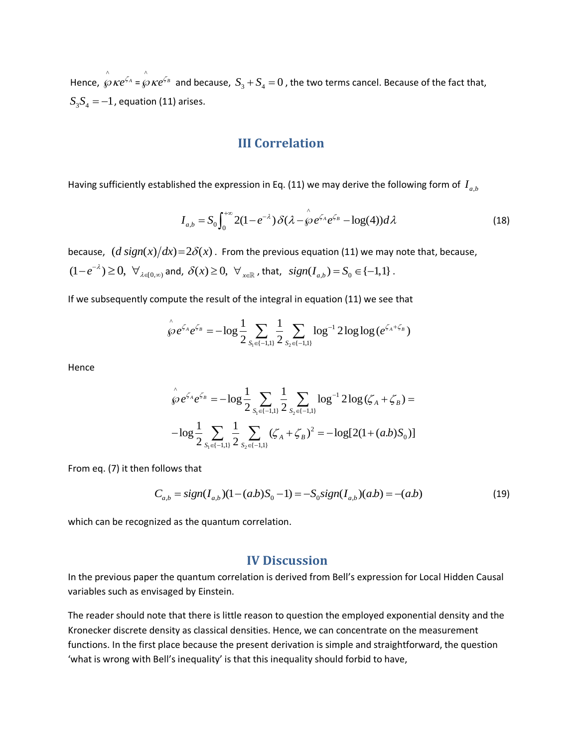Hence, $\hat{\wp}\kappa e^{\zeta_A} = \hat{\wp}\kappa e^{\zeta_B}$ and because, $S_3 + S_4 = 0$ , the two terms cancel. Because of the fact that, $S_3 S_4 = -1$, equation (11) arises.

## III Correlation

Having sufficiently established the expression in Eq. (11) we may derive the following form of $I_{a,b}$

$$I_{a,b} = S_0 \int_0^{+\infty} 2(1-e^{-\lambda})\,\delta(\lambda - \hat{\wp} e^{\zeta_A} e^{\zeta_B} - \log(4))\,d\lambda \tag{18}$$

because, $(d\, sign(x)/dx) = 2\delta(x)$ . From the previous equation (11) we may note that, because, $(1-e^{-\lambda}) \geq 0,\ \forall_{\lambda\in[0,\infty)}$ and, $\delta(x) \geq 0,\ \forall_{x\in\mathbb{R}}$ , that, $sign(I_{a,b}) = S_0 \in \{-1,1\}$ .

If we subsequently compute the result of the integral in equation (11) we see that

$$\hat{\wp} e^{\zeta_A} e^{\zeta_B} = -\log \frac{1}{2} \sum_{S_1 \in \{-1,1\}} \frac{1}{2} \sum_{S_2 \in \{-1,1\}} \log^{-1} 2 \log\log(e^{\zeta_A+\zeta_B})$$

Hence

$$\hat{\wp} e^{\zeta_A} e^{\zeta_B} = -\log \frac{1}{2} \sum_{S_1 \in \{-1,1\}} \frac{1}{2} \sum_{S_2 \in \{-1,1\}} \log^{-1} 2 \log(\zeta_A + \zeta_B) =$$

$$-\log \frac{1}{2} \sum_{S_1 \in \{-1,1\}} \frac{1}{2} \sum_{S_2 \in \{-1,1\}} (\zeta_A + \zeta_B)^2 = -\log[2(1+(a.b)S_0)]$$

From eq. (7) it then follows that

$$C_{a,b} = sign(I_{a,b})(1-(a.b)S_0 - 1) = -S_0 sign(I_{a,b})(a.b) = -(a.b) \tag{19}$$

which can be recognized as the quantum correlation.

## IV Discussion

In the previous paper the quantum correlation is derived from Bell's expression for Local Hidden Causal variables such as envisaged by Einstein.

The reader should note that there is little reason to question the employed exponential density and the Kronecker discrete density as classical densities. Hence, we can concentrate on the measurement functions. In the first place because the present derivation is simple and straightforward, the question 'what is wrong with Bell's inequality' is that this inequality should forbid to have,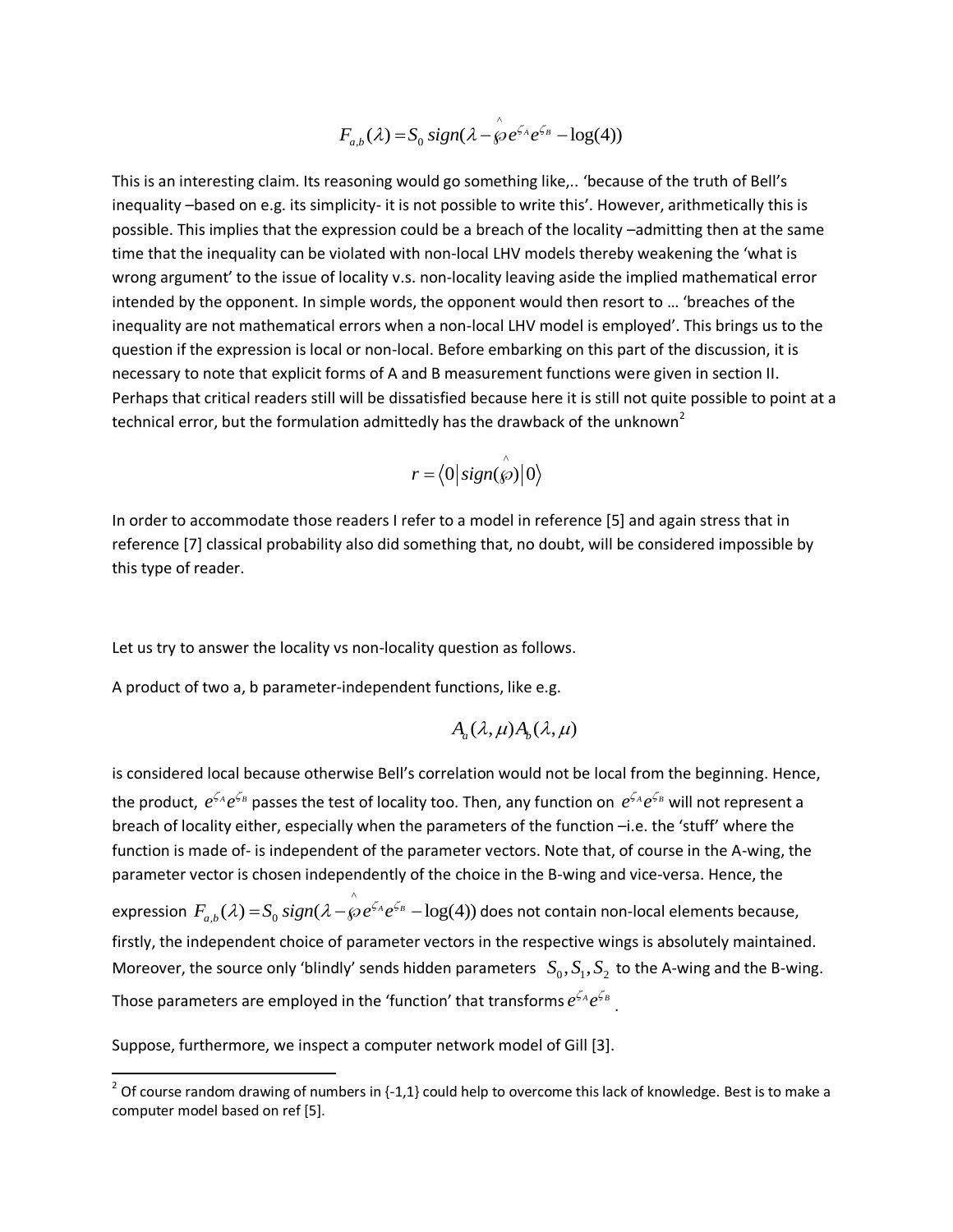$$F_{a,b}(\lambda) = S_0 \, sign(\lambda - \hat{\wp} e^{\zeta_A} e^{\zeta_B} - \log(4))$$

This is an interesting claim. Its reasoning would go something like,.. 'because of the truth of Bell's inequality –based on e.g. its simplicity- it is not possible to write this'. However, arithmetically this is possible. This implies that the expression could be a breach of the locality –admitting then at the same time that the inequality can be violated with non-local LHV models thereby weakening the 'what is wrong argument' to the issue of locality v.s. non-locality leaving aside the implied mathematical error intended by the opponent. In simple words, the opponent would then resort to … 'breaches of the inequality are not mathematical errors when a non-local LHV model is employed'. This brings us to the question if the expression is local or non-local. Before embarking on this part of the discussion, it is necessary to note that explicit forms of A and B measurement functions were given in section II. Perhaps that critical readers still will be dissatisfied because here it is still not quite possible to point at a technical error, but the formulation admittedly has the drawback of the unknown[2]

$$r = \langle 0 | sign(\hat{\wp}) | 0 \rangle$$

In order to accommodate those readers I refer to a model in reference [5] and again stress that in reference [7] classical probability also did something that, no doubt, will be considered impossible by this type of reader.

Let us try to answer the locality vs non-locality question as follows.

A product of two a, b parameter-independent functions, like e.g.

$$A_a(\lambda, \mu) A_b(\lambda, \mu)$$

is considered local because otherwise Bell's correlation would not be local from the beginning. Hence, the product, $e^{\zeta_A} e^{\zeta_B}$ passes the test of locality too. Then, any function on $e^{\zeta_A} e^{\zeta_B}$ will not represent a breach of locality either, especially when the parameters of the function –i.e. the 'stuff' where the function is made of- is independent of the parameter vectors. Note that, of course in the A-wing, the parameter vector is chosen independently of the choice in the B-wing and vice-versa. Hence, the expression $F_{a,b}(\lambda) = S_0 \, sign(\lambda - \hat{\wp} e^{\zeta_A} e^{\zeta_B} - \log(4))$ does not contain non-local elements because, firstly, the independent choice of parameter vectors in the respective wings is absolutely maintained. Moreover, the source only 'blindly' sends hidden parameters $S_0, S_1, S_2$ to the A-wing and the B-wing. Those parameters are employed in the 'function' that transforms $e^{\zeta_A} e^{\zeta_B}$.

Suppose, furthermore, we inspect a computer network model of Gill [3].

---

[2] Of course random drawing of numbers in {-1,1} could help to overcome this lack of knowledge. Best is to make a computer model based on ref [5].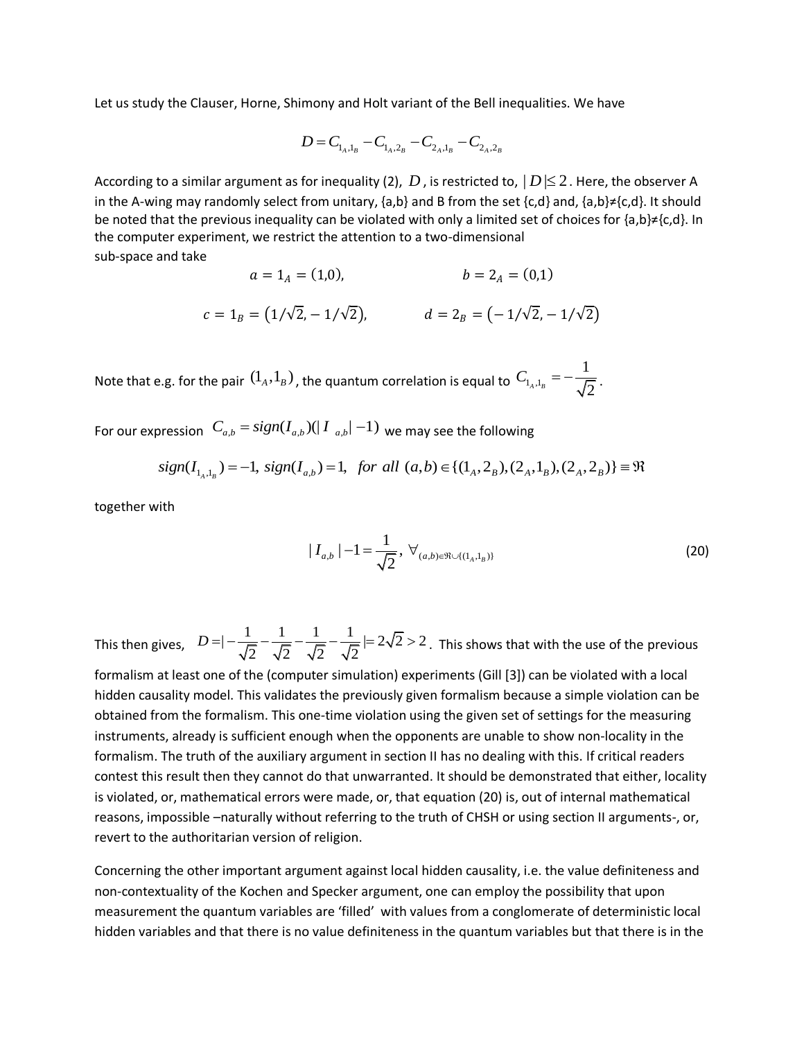Let us study the Clauser, Horne, Shimony and Holt variant of the Bell inequalities. We have

$$D = C_{1_A,1_B} - C_{1_A,2_B} - C_{2_A,1_B} - C_{2_A,2_B}$$

According to a similar argument as for inequality (2), $D$, is restricted to, $|D| \leq 2$. Here, the observer A in the A-wing may randomly select from unitary, {a,b} and B from the set {c,d} and, {a,b}≠{c,d}. It should be noted that the previous inequality can be violated with only a limited set of choices for {a,b}≠{c,d}. In the computer experiment, we restrict the attention to a two-dimensional sub-space and take

$$a = 1_A = (1,0), \qquad b = 2_A = (0,1)$$

$$c = 1_B = (1/\sqrt{2}, -1/\sqrt{2}), \qquad d = 2_B = (-1/\sqrt{2}, -1/\sqrt{2})$$

Note that e.g. for the pair $(1_A, 1_B)$, the quantum correlation is equal to $C_{1_A,1_B} = -\frac{1}{\sqrt{2}}$.

For our expression $C_{a,b} = sign(I_{a,b})(|I_{a,b}| - 1)$ we may see the following

$$sign(I_{1_A,1_B}) = -1,\ sign(I_{a,b}) = 1,\ \ for\ all\ (a,b) \in \{(1_A,2_B),(2_A,1_B),(2_A,2_B)\} \equiv \Re$$

together with

$$|I_{a,b}| - 1 = \frac{1}{\sqrt{2}},\ \forall_{(a,b)\in\Re\cup\{(1_A,1_B)\}} \tag{20}$$

This then gives, $D = |-\frac{1}{\sqrt{2}} - \frac{1}{\sqrt{2}} - \frac{1}{\sqrt{2}} - \frac{1}{\sqrt{2}}| = 2\sqrt{2} > 2$. This shows that with the use of the previous formalism at least one of the (computer simulation) experiments (Gill [3]) can be violated with a local hidden causality model. This validates the previously given formalism because a simple violation can be obtained from the formalism. This one-time violation using the given set of settings for the measuring instruments, already is sufficient enough when the opponents are unable to show non-locality in the formalism. The truth of the auxiliary argument in section II has no dealing with this. If critical readers contest this result then they cannot do that unwarranted. It should be demonstrated that either, locality is violated, or, mathematical errors were made, or, that equation (20) is, out of internal mathematical reasons, impossible –naturally without referring to the truth of CHSH or using section II arguments-, or, revert to the authoritarian version of religion.

Concerning the other important argument against local hidden causality, i.e. the value definiteness and non-contextuality of the Kochen and Specker argument, one can employ the possibility that upon measurement the quantum variables are 'filled' with values from a conglomerate of deterministic local hidden variables and that there is no value definiteness in the quantum variables but that there is in the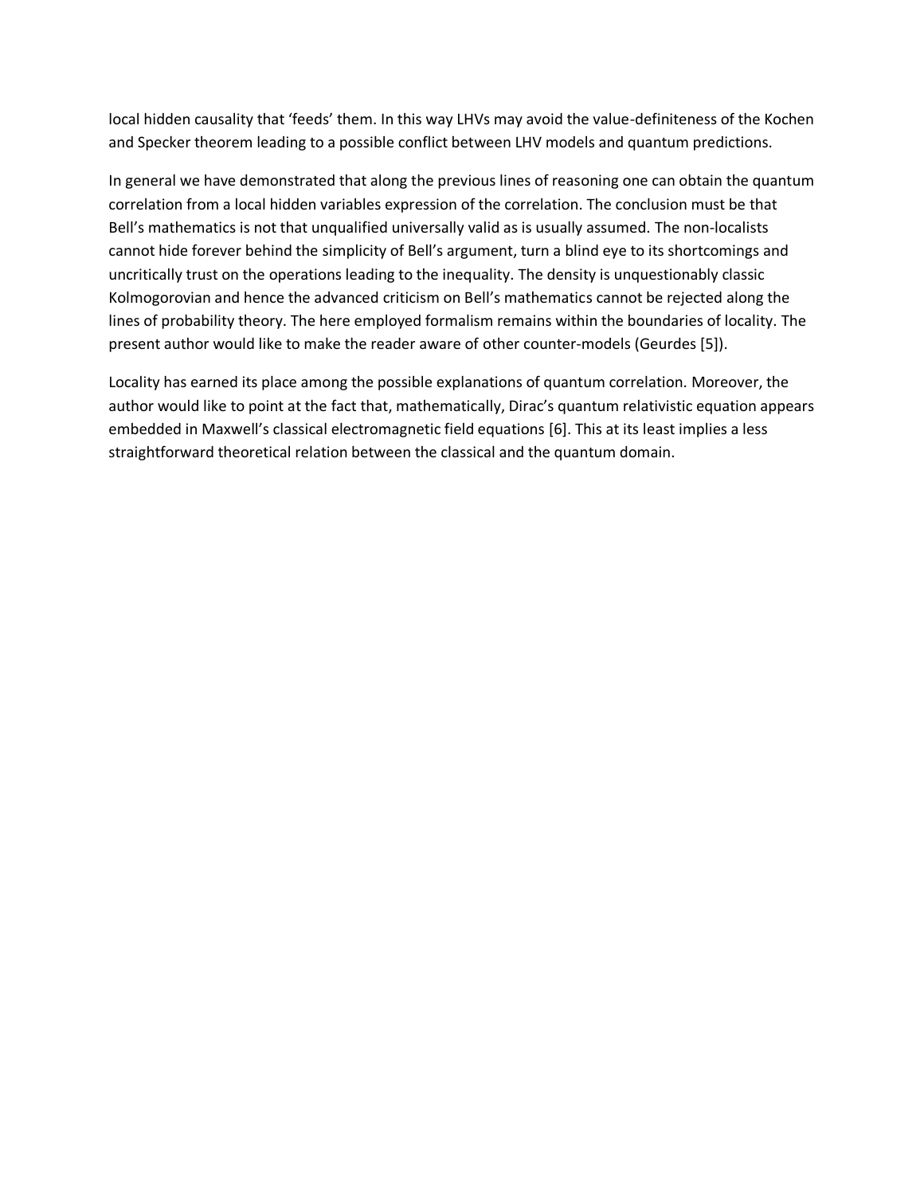local hidden causality that ‘feeds’ them. In this way LHVs may avoid the value-definiteness of the Kochen and Specker theorem leading to a possible conflict between LHV models and quantum predictions.

In general we have demonstrated that along the previous lines of reasoning one can obtain the quantum correlation from a local hidden variables expression of the correlation. The conclusion must be that Bell’s mathematics is not that unqualified universally valid as is usually assumed. The non-localists cannot hide forever behind the simplicity of Bell’s argument, turn a blind eye to its shortcomings and uncritically trust on the operations leading to the inequality. The density is unquestionably classic Kolmogorovian and hence the advanced criticism on Bell’s mathematics cannot be rejected along the lines of probability theory. The here employed formalism remains within the boundaries of locality. The present author would like to make the reader aware of other counter-models (Geurdes [5]).

Locality has earned its place among the possible explanations of quantum correlation. Moreover, the author would like to point at the fact that, mathematically, Dirac’s quantum relativistic equation appears embedded in Maxwell’s classical electromagnetic field equations [6]. This at its least implies a less straightforward theoretical relation between the classical and the quantum domain.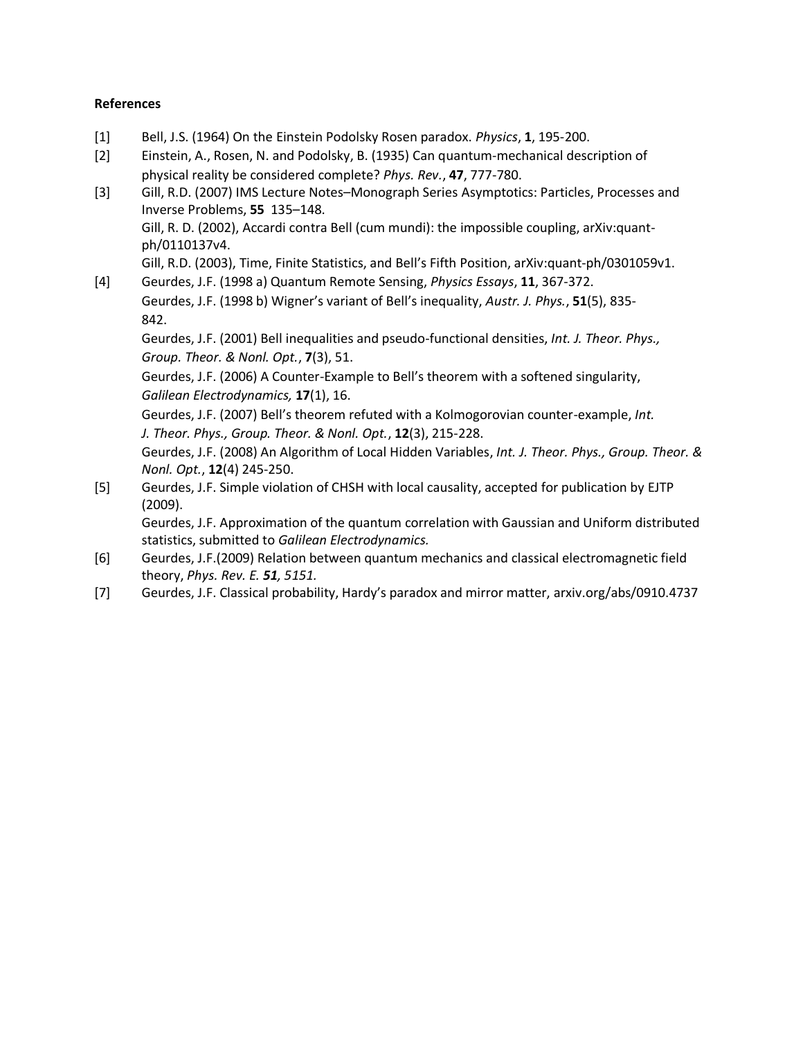**References**

[1] Bell, J.S. (1964) On the Einstein Podolsky Rosen paradox. *Physics*, **1**, 195-200.

[2] Einstein, A., Rosen, N. and Podolsky, B. (1935) Can quantum-mechanical description of physical reality be considered complete? *Phys. Rev.*, **47**, 777-780.

[3] Gill, R.D. (2007) IMS Lecture Notes–Monograph Series Asymptotics: Particles, Processes and Inverse Problems, **55** 135–148.
Gill, R. D. (2002), Accardi contra Bell (cum mundi): the impossible coupling, arXiv:quant-ph/0110137v4.
Gill, R.D. (2003), Time, Finite Statistics, and Bell's Fifth Position, arXiv:quant-ph/0301059v1.

[4] Geurdes, J.F. (1998 a) Quantum Remote Sensing, *Physics Essays*, **11**, 367-372.
Geurdes, J.F. (1998 b) Wigner's variant of Bell's inequality, *Austr. J. Phys.*, **51**(5), 835-842.
Geurdes, J.F. (2001) Bell inequalities and pseudo-functional densities, *Int. J. Theor. Phys., Group. Theor. & Nonl. Opt.*, **7**(3), 51.
Geurdes, J.F. (2006) A Counter-Example to Bell's theorem with a softened singularity, *Galilean Electrodynamics,* **17**(1), 16.
Geurdes, J.F. (2007) Bell's theorem refuted with a Kolmogorovian counter-example, *Int. J. Theor. Phys., Group. Theor. & Nonl. Opt.*, **12**(3), 215-228.
Geurdes, J.F. (2008) An Algorithm of Local Hidden Variables, *Int. J. Theor. Phys., Group. Theor. & Nonl. Opt.*, **12**(4) 245-250.

[5] Geurdes, J.F. Simple violation of CHSH with local causality, accepted for publication by EJTP (2009).
Geurdes, J.F. Approximation of the quantum correlation with Gaussian and Uniform distributed statistics, submitted to *Galilean Electrodynamics.*

[6] Geurdes, J.F.(2009) Relation between quantum mechanics and classical electromagnetic field theory, *Phys. Rev. E.* ***51****, 5151.*

[7] Geurdes, J.F. Classical probability, Hardy's paradox and mirror matter, arxiv.org/abs/0910.4737